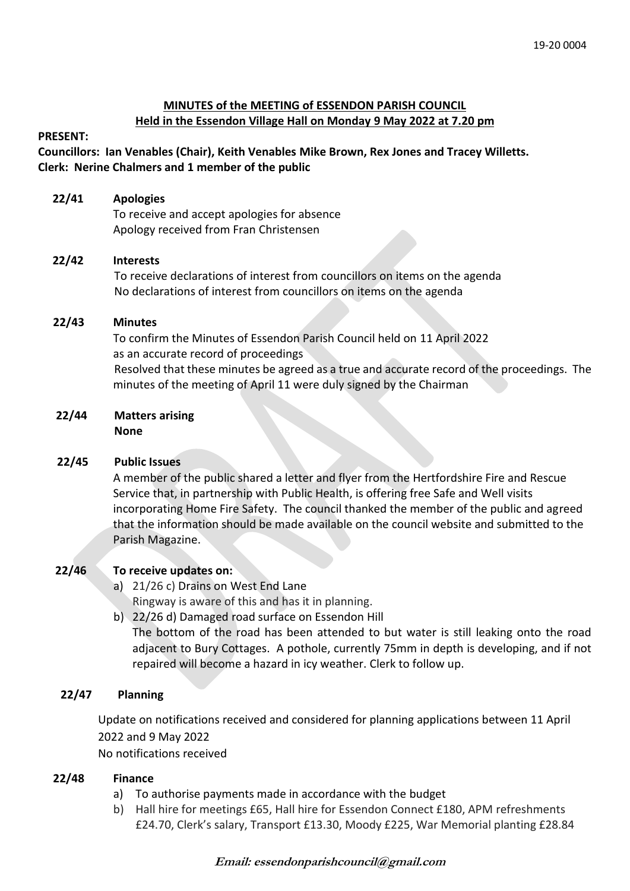19-20 0004

**MINUTES of the MEETING of ESSENDON PARISH COUNCIL**
**Held in the Essendon Village Hall on Monday 9 May 2022 at 7.20 pm**

**PRESENT:**
**Councillors: Ian Venables (Chair), Keith Venables Mike Brown, Rex Jones and Tracey Willetts.**
**Clerk: Nerine Chalmers and 1 member of the public**

**22/41 Apologies**
To receive and accept apologies for absence
Apology received from Fran Christensen

**22/42 Interests**
To receive declarations of interest from councillors on items on the agenda
No declarations of interest from councillors on items on the agenda

**22/43 Minutes**
To confirm the Minutes of Essendon Parish Council held on 11 April 2022 as an accurate record of proceedings
Resolved that these minutes be agreed as a true and accurate record of the proceedings. The minutes of the meeting of April 11 were duly signed by the Chairman

**22/44 Matters arising**
**None**

**22/45 Public Issues**
A member of the public shared a letter and flyer from the Hertfordshire Fire and Rescue Service that, in partnership with Public Health, is offering free Safe and Well visits incorporating Home Fire Safety. The council thanked the member of the public and agreed that the information should be made available on the council website and submitted to the Parish Magazine.

**22/46 To receive updates on:**

a) 21/26 c) Drains on West End Lane
Ringway is aware of this and has it in planning.
b) 22/26 d) Damaged road surface on Essendon Hill
The bottom of the road has been attended to but water is still leaking onto the road adjacent to Bury Cottages. A pothole, currently 75mm in depth is developing, and if not repaired will become a hazard in icy weather. Clerk to follow up.

**22/47 Planning**

Update on notifications received and considered for planning applications between 11 April 2022 and 9 May 2022
No notifications received

**22/48 Finance**

a) To authorise payments made in accordance with the budget
b) Hall hire for meetings £65, Hall hire for Essendon Connect £180, APM refreshments £24.70, Clerk's salary, Transport £13.30, Moody £225, War Memorial planting £28.84

***Email: essendonparishcouncil@gmail.com***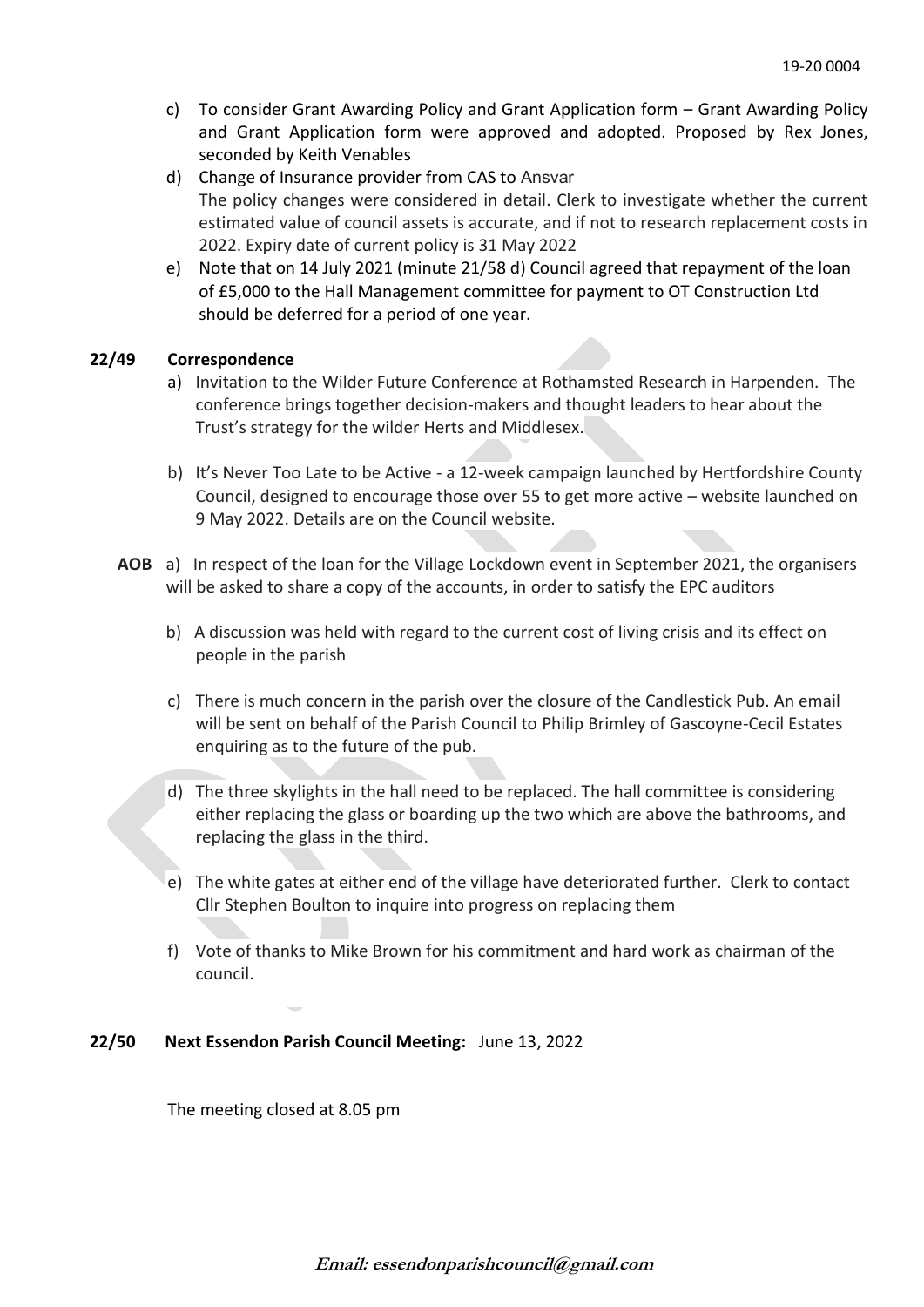c) To consider Grant Awarding Policy and Grant Application form – Grant Awarding Policy and Grant Application form were approved and adopted. Proposed by Rex Jones, seconded by Keith Venables

d) Change of Insurance provider from CAS to Ansvar
The policy changes were considered in detail. Clerk to investigate whether the current estimated value of council assets is accurate, and if not to research replacement costs in 2022. Expiry date of current policy is 31 May 2022

e) Note that on 14 July 2021 (minute 21/58 d) Council agreed that repayment of the loan of £5,000 to the Hall Management committee for payment to OT Construction Ltd should be deferred for a period of one year.

**22/49 Correspondence**

a) Invitation to the Wilder Future Conference at Rothamsted Research in Harpenden. The conference brings together decision-makers and thought leaders to hear about the Trust's strategy for the wilder Herts and Middlesex.

b) It's Never Too Late to be Active - a 12-week campaign launched by Hertfordshire County Council, designed to encourage those over 55 to get more active – website launched on 9 May 2022. Details are on the Council website.

**AOB** a) In respect of the loan for the Village Lockdown event in September 2021, the organisers will be asked to share a copy of the accounts, in order to satisfy the EPC auditors

b) A discussion was held with regard to the current cost of living crisis and its effect on people in the parish

c) There is much concern in the parish over the closure of the Candlestick Pub. An email will be sent on behalf of the Parish Council to Philip Brimley of Gascoyne-Cecil Estates enquiring as to the future of the pub.

d) The three skylights in the hall need to be replaced. The hall committee is considering either replacing the glass or boarding up the two which are above the bathrooms, and replacing the glass in the third.

e) The white gates at either end of the village have deteriorated further. Clerk to contact Cllr Stephen Boulton to inquire into progress on replacing them

f) Vote of thanks to Mike Brown for his commitment and hard work as chairman of the council.

**22/50 Next Essendon Parish Council Meeting:** June 13, 2022

The meeting closed at 8.05 pm